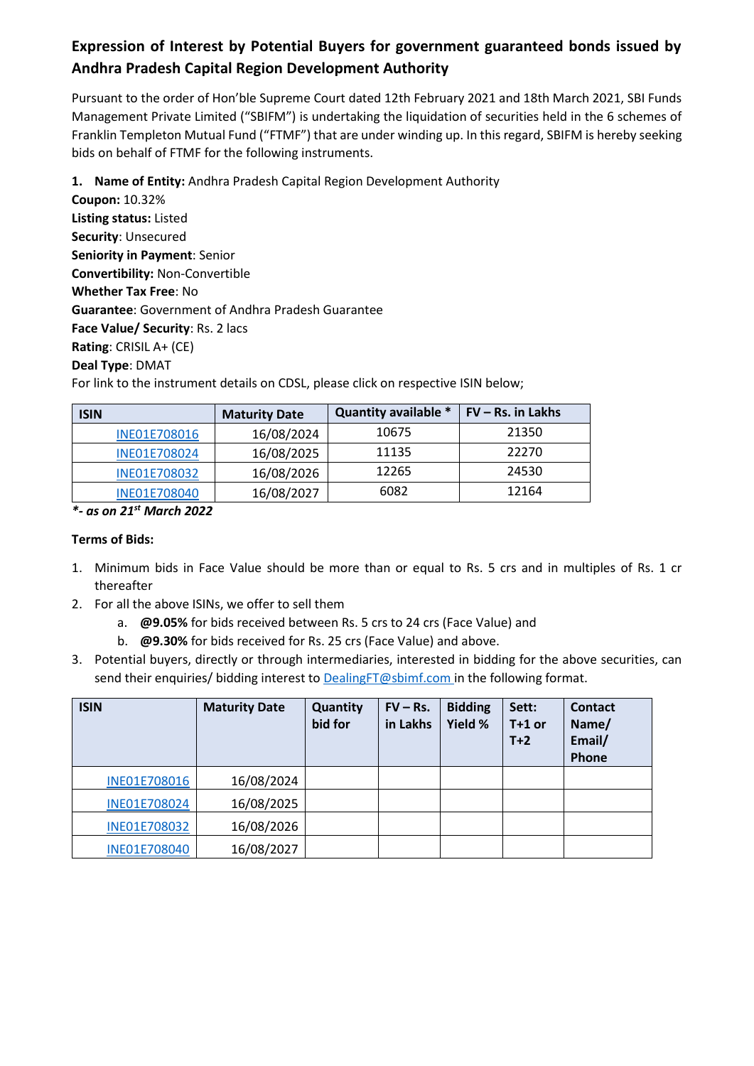## Expression of Interest by Potential Buyers for government guaranteed bonds issued by Andhra Pradesh Capital Region Development Authority

Pursuant to the order of Hon'ble Supreme Court dated 12th February 2021 and 18th March 2021, SBI Funds Management Private Limited ("SBIFM") is undertaking the liquidation of securities held in the 6 schemes of Franklin Templeton Mutual Fund ("FTMF") that are under winding up. In this regard, SBIFM is hereby seeking bids on behalf of FTMF for the following instruments.

1. **Name of Entity:** Andhra Pradesh Capital Region Development Authority

**Coupon:** 10.32%
**Listing status:** Listed
**Security**: Unsecured
**Seniority in Payment**: Senior
**Convertibility:** Non-Convertible
**Whether Tax Free**: No
**Guarantee**: Government of Andhra Pradesh Guarantee
**Face Value/ Security**: Rs. 2 lacs
**Rating**: CRISIL A+ (CE)
**Deal Type**: DMAT
For link to the instrument details on CDSL, please click on respective ISIN below;

| ISIN | Maturity Date | Quantity available * | FV – Rs. in Lakhs |
|---|---|---|---|
| INE01E708016 | 16/08/2024 | 10675 | 21350 |
| INE01E708024 | 16/08/2025 | 11135 | 22270 |
| INE01E708032 | 16/08/2026 | 12265 | 24530 |
| INE01E708040 | 16/08/2027 | 6082 | 12164 |

***- as on 21st March 2022***

**Terms of Bids:**

1. Minimum bids in Face Value should be more than or equal to Rs. 5 crs and in multiples of Rs. 1 cr thereafter
2. For all the above ISINs, we offer to sell them
   a. **@9.05%** for bids received between Rs. 5 crs to 24 crs (Face Value) and
   b. **@9.30%** for bids received for Rs. 25 crs (Face Value) and above.
3. Potential buyers, directly or through intermediaries, interested in bidding for the above securities, can send their enquiries/ bidding interest to DealingFT@sbimf.com in the following format.

| ISIN | Maturity Date | Quantity bid for | FV – Rs. in Lakhs | Bidding Yield % | Sett: T+1 or T+2 | Contact Name/ Email/ Phone |
|---|---|---|---|---|---|---|
| INE01E708016 | 16/08/2024 | | | | | |
| INE01E708024 | 16/08/2025 | | | | | |
| INE01E708032 | 16/08/2026 | | | | | |
| INE01E708040 | 16/08/2027 | | | | | |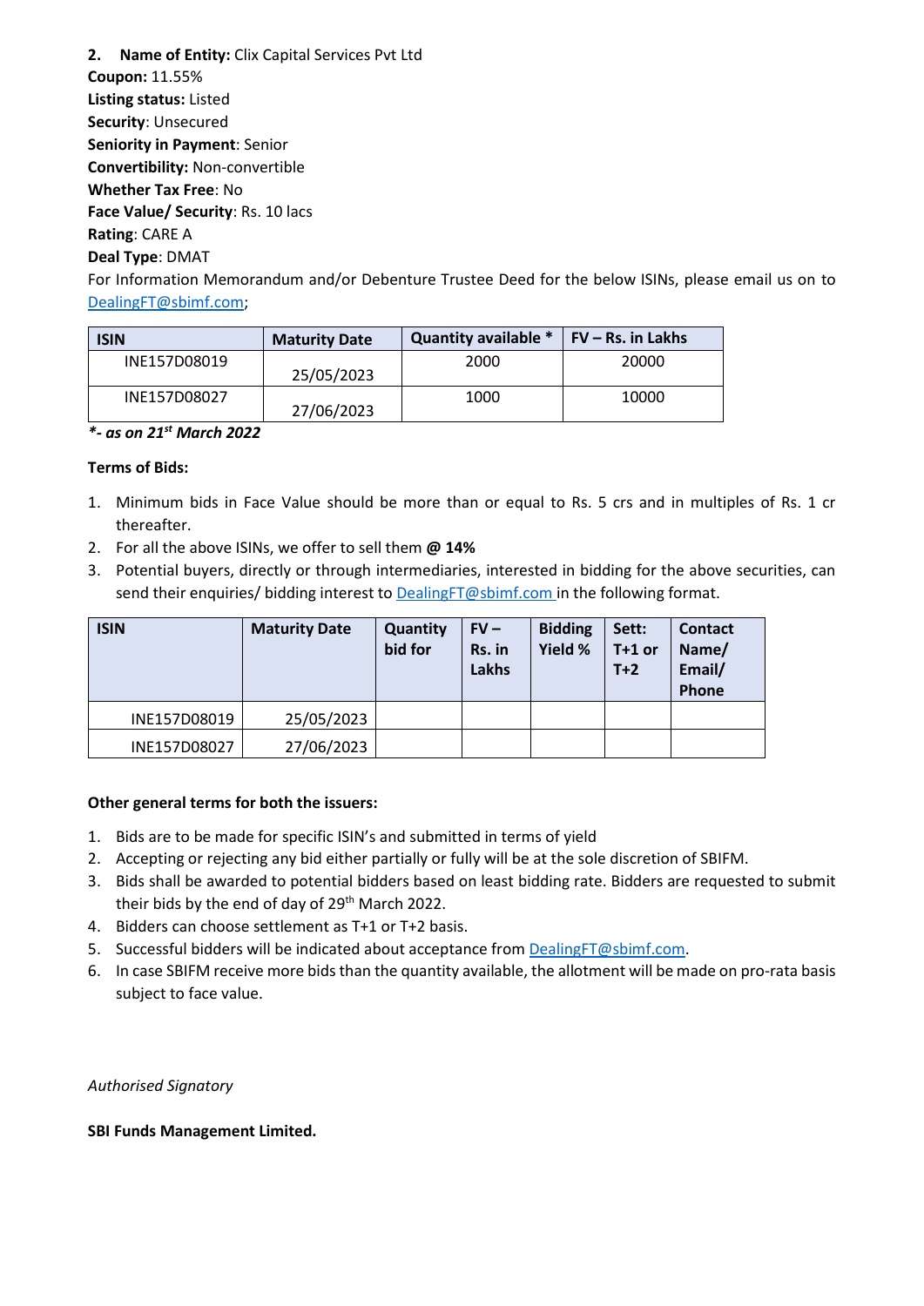**2. Name of Entity:** Clix Capital Services Pvt Ltd
**Coupon:** 11.55%
**Listing status:** Listed
**Security**: Unsecured
**Seniority in Payment**: Senior
**Convertibility:** Non-convertible
**Whether Tax Free**: No
**Face Value/ Security**: Rs. 10 lacs
**Rating**: CARE A
**Deal Type**: DMAT

For Information Memorandum and/or Debenture Trustee Deed for the below ISINs, please email us on to DealingFT@sbimf.com;

| ISIN | Maturity Date | Quantity available * | FV – Rs. in Lakhs |
|---|---|---|---|
| INE157D08019 | 25/05/2023 | 2000 | 20000 |
| INE157D08027 | 27/06/2023 | 1000 | 10000 |

***- as on 21st March 2022***

**Terms of Bids:**

1. Minimum bids in Face Value should be more than or equal to Rs. 5 crs and in multiples of Rs. 1 cr thereafter.
2. For all the above ISINs, we offer to sell them **@ 14%**
3. Potential buyers, directly or through intermediaries, interested in bidding for the above securities, can send their enquiries/ bidding interest to DealingFT@sbimf.com in the following format.

| ISIN | Maturity Date | Quantity bid for | FV – Rs. in Lakhs | Bidding Yield % | Sett: T+1 or T+2 | Contact Name/ Email/ Phone |
|---|---|---|---|---|---|---|
| INE157D08019 | 25/05/2023 | | | | | |
| INE157D08027 | 27/06/2023 | | | | | |

**Other general terms for both the issuers:**

1. Bids are to be made for specific ISIN's and submitted in terms of yield
2. Accepting or rejecting any bid either partially or fully will be at the sole discretion of SBIFM.
3. Bids shall be awarded to potential bidders based on least bidding rate. Bidders are requested to submit their bids by the end of day of 29th March 2022.
4. Bidders can choose settlement as T+1 or T+2 basis.
5. Successful bidders will be indicated about acceptance from DealingFT@sbimf.com.
6. In case SBIFM receive more bids than the quantity available, the allotment will be made on pro-rata basis subject to face value.

*Authorised Signatory*

**SBI Funds Management Limited.**